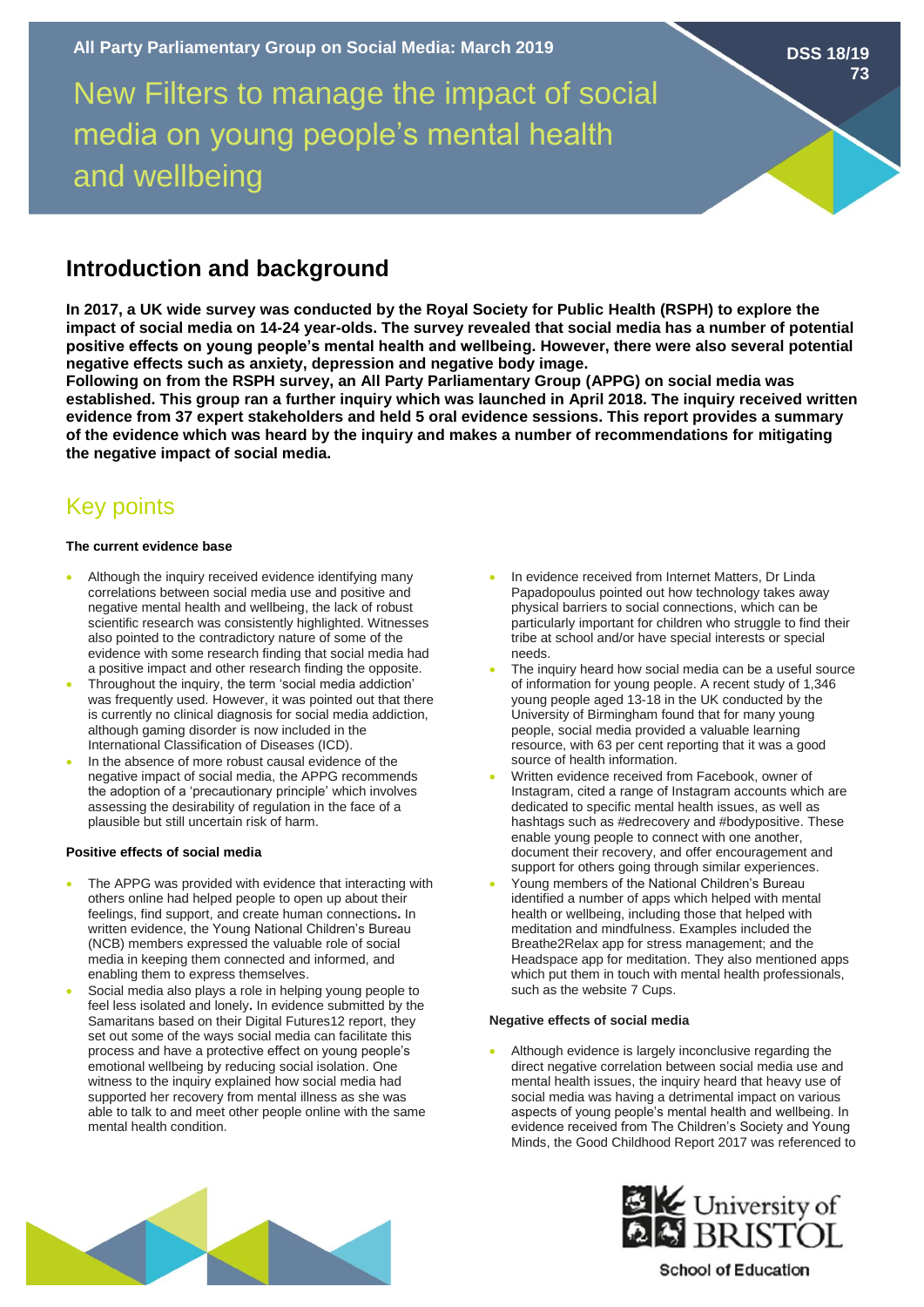All Party Parliamentary Group on Social Media: March 2019

DSS 18/19 73

# New Filters to manage the impact of social media on young people's mental health and wellbeing

## Introduction and background

**In 2017, a UK wide survey was conducted by the Royal Society for Public Health (RSPH) to explore the impact of social media on 14-24 year-olds. The survey revealed that social media has a number of potential positive effects on young people's mental health and wellbeing. However, there were also several potential negative effects such as anxiety, depression and negative body image.**

**Following on from the RSPH survey, an All Party Parliamentary Group (APPG) on social media was established. This group ran a further inquiry which was launched in April 2018. The inquiry received written evidence from 37 expert stakeholders and held 5 oral evidence sessions. This report provides a summary of the evidence which was heard by the inquiry and makes a number of recommendations for mitigating the negative impact of social media.**

## Key points

#### The current evidence base

- Although the inquiry received evidence identifying many correlations between social media use and positive and negative mental health and wellbeing, the lack of robust scientific research was consistently highlighted. Witnesses also pointed to the contradictory nature of some of the evidence with some research finding that social media had a positive impact and other research finding the opposite.
- Throughout the inquiry, the term 'social media addiction' was frequently used. However, it was pointed out that there is currently no clinical diagnosis for social media addiction, although gaming disorder is now included in the International Classification of Diseases (ICD).
- In the absence of more robust causal evidence of the negative impact of social media, the APPG recommends the adoption of a 'precautionary principle' which involves assessing the desirability of regulation in the face of a plausible but still uncertain risk of harm.

#### Positive effects of social media

- The APPG was provided with evidence that interacting with others online had helped people to open up about their feelings, find support, and create human connections**.** In written evidence, the Young National Children's Bureau (NCB) members expressed the valuable role of social media in keeping them connected and informed, and enabling them to express themselves.
- Social media also plays a role in helping young people to feel less isolated and lonely**.** In evidence submitted by the Samaritans based on their Digital Futures12 report, they set out some of the ways social media can facilitate this process and have a protective effect on young people's emotional wellbeing by reducing social isolation. One witness to the inquiry explained how social media had supported her recovery from mental illness as she was able to talk to and meet other people online with the same mental health condition.
- In evidence received from Internet Matters, Dr Linda Papadopoulus pointed out how technology takes away physical barriers to social connections, which can be particularly important for children who struggle to find their tribe at school and/or have special interests or special needs.
- The inquiry heard how social media can be a useful source of information for young people. A recent study of 1,346 young people aged 13-18 in the UK conducted by the University of Birmingham found that for many young people, social media provided a valuable learning resource, with 63 per cent reporting that it was a good source of health information.
- Written evidence received from Facebook, owner of Instagram, cited a range of Instagram accounts which are dedicated to specific mental health issues, as well as hashtags such as #edrecovery and #bodypositive. These enable young people to connect with one another, document their recovery, and offer encouragement and support for others going through similar experiences.
- Young members of the National Children's Bureau identified a number of apps which helped with mental health or wellbeing, including those that helped with meditation and mindfulness. Examples included the Breathe2Relax app for stress management; and the Headspace app for meditation. They also mentioned apps which put them in touch with mental health professionals, such as the website 7 Cups.

#### Negative effects of social media

- Although evidence is largely inconclusive regarding the direct negative correlation between social media use and mental health issues, the inquiry heard that heavy use of social media was having a detrimental impact on various aspects of young people's mental health and wellbeing. In evidence received from The Children's Society and Young Minds, the Good Childhood Report 2017 was referenced to

University of Bristol
School of Education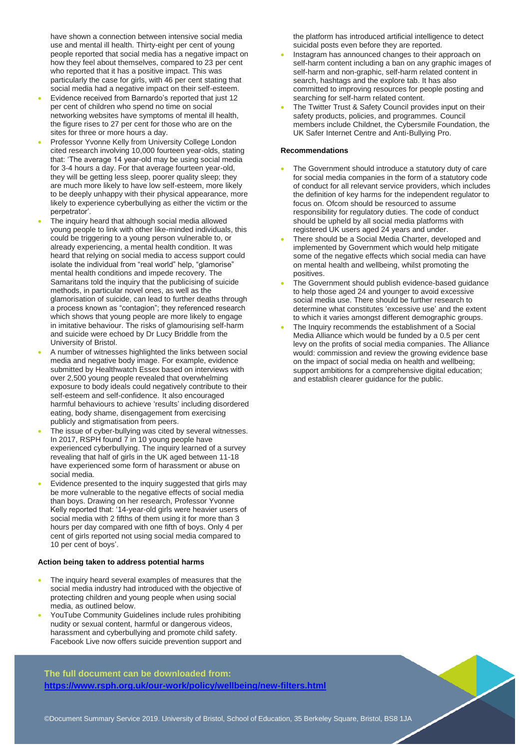have shown a connection between intensive social media use and mental ill health. Thirty-eight per cent of young people reported that social media has a negative impact on how they feel about themselves, compared to 23 per cent who reported that it has a positive impact. This was particularly the case for girls, with 46 per cent stating that social media had a negative impact on their self-esteem.

- Evidence received from Barnardo's reported that just 12 per cent of children who spend no time on social networking websites have symptoms of mental ill health, the figure rises to 27 per cent for those who are on the sites for three or more hours a day.
- Professor Yvonne Kelly from University College London cited research involving 10,000 fourteen year-olds, stating that: 'The average 14 year-old may be using social media for 3-4 hours a day. For that average fourteen year-old, they will be getting less sleep, poorer quality sleep; they are much more likely to have low self-esteem, more likely to be deeply unhappy with their physical appearance, more likely to experience cyberbullying as either the victim or the perpetrator'.
- The inquiry heard that although social media allowed young people to link with other like-minded individuals, this could be triggering to a young person vulnerable to, or already experiencing, a mental health condition. It was heard that relying on social media to access support could isolate the individual from "real world" help, "glamorise" mental health conditions and impede recovery. The Samaritans told the inquiry that the publicising of suicide methods, in particular novel ones, as well as the glamorisation of suicide, can lead to further deaths through a process known as "contagion"; they referenced research which shows that young people are more likely to engage in imitative behaviour. The risks of glamourising self-harm and suicide were echoed by Dr Lucy Briddle from the University of Bristol.
- A number of witnesses highlighted the links between social media and negative body image. For example, evidence submitted by Healthwatch Essex based on interviews with over 2,500 young people revealed that overwhelming exposure to body ideals could negatively contribute to their self-esteem and self-confidence. It also encouraged harmful behaviours to achieve 'results' including disordered eating, body shame, disengagement from exercising publicly and stigmatisation from peers.
- The issue of cyber-bullying was cited by several witnesses. In 2017, RSPH found 7 in 10 young people have experienced cyberbullying. The inquiry learned of a survey revealing that half of girls in the UK aged between 11-18 have experienced some form of harassment or abuse on social media.
- Evidence presented to the inquiry suggested that girls may be more vulnerable to the negative effects of social media than boys. Drawing on her research, Professor Yvonne Kelly reported that: '14-year-old girls were heavier users of social media with 2 fifths of them using it for more than 3 hours per day compared with one fifth of boys. Only 4 per cent of girls reported not using social media compared to 10 per cent of boys'.

**Action being taken to address potential harms**

- The inquiry heard several examples of measures that the social media industry had introduced with the objective of protecting children and young people when using social media, as outlined below.
- YouTube Community Guidelines include rules prohibiting nudity or sexual content, harmful or dangerous videos, harassment and cyberbullying and promote child safety. Facebook Live now offers suicide prevention support and the platform has introduced artificial intelligence to detect suicidal posts even before they are reported.
- Instagram has announced changes to their approach on self-harm content including a ban on any graphic images of self-harm and non-graphic, self-harm related content in search, hashtags and the explore tab. It has also committed to improving resources for people posting and searching for self-harm related content.
- The Twitter Trust & Safety Council provides input on their safety products, policies, and programmes. Council members include Childnet, the Cybersmile Foundation, the UK Safer Internet Centre and Anti-Bullying Pro.

**Recommendations**

- The Government should introduce a statutory duty of care for social media companies in the form of a statutory code of conduct for all relevant service providers, which includes the definition of key harms for the independent regulator to focus on. Ofcom should be resourced to assume responsibility for regulatory duties. The code of conduct should be upheld by all social media platforms with registered UK users aged 24 years and under.
- There should be a Social Media Charter, developed and implemented by Government which would help mitigate some of the negative effects which social media can have on mental health and wellbeing, whilst promoting the positives.
- The Government should publish evidence-based guidance to help those aged 24 and younger to avoid excessive social media use. There should be further research to determine what constitutes 'excessive use' and the extent to which it varies amongst different demographic groups.
- The Inquiry recommends the establishment of a Social Media Alliance which would be funded by a 0.5 per cent levy on the profits of social media companies. The Alliance would: commission and review the growing evidence base on the impact of social media on health and wellbeing; support ambitions for a comprehensive digital education; and establish clearer guidance for the public.

**The full document can be downloaded from:**
**https://www.rsph.org.uk/our-work/policy/wellbeing/new-filters.html**

©Document Summary Service 2019. University of Bristol, School of Education, 35 Berkeley Square, Bristol, BS8 1JA